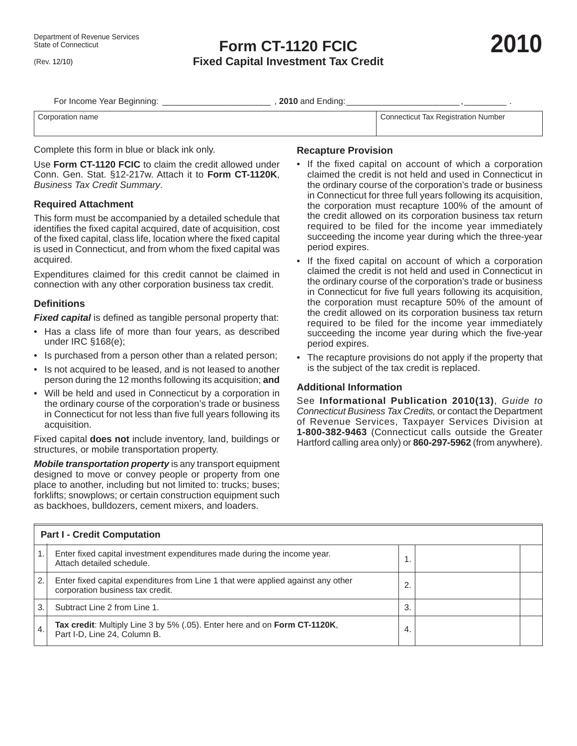Department of Revenue Services
State of Connecticut

(Rev. 12/10)

# Form CT-1120 FCIC

## Fixed Capital Investment Tax Credit

# 2010

For Income Year Beginning: ______________________ , **2010** and Ending: ______________________ , ________ .

| Corporation name | Connecticut Tax Registration Number |
|---|---|
| | |

Complete this form in blue or black ink only.

Use **Form CT-1120 FCIC** to claim the credit allowed under Conn. Gen. Stat. §12-217w. Attach it to **Form CT-1120K**, *Business Tax Credit Summary*.

### Required Attachment

This form must be accompanied by a detailed schedule that identifies the fixed capital acquired, date of acquisition, cost of the fixed capital, class life, location where the fixed capital is used in Connecticut, and from whom the fixed capital was acquired.

Expenditures claimed for this credit cannot be claimed in connection with any other corporation business tax credit.

### Definitions

***Fixed capital*** is defined as tangible personal property that:

- Has a class life of more than four years, as described under IRC §168(e);
- Is purchased from a person other than a related person;
- Is not acquired to be leased, and is not leased to another person during the 12 months following its acquisition; **and**
- Will be held and used in Connecticut by a corporation in the ordinary course of the corporation's trade or business in Connecticut for not less than five full years following its acquisition.

Fixed capital **does not** include inventory, land, buildings or structures, or mobile transportation property.

***Mobile transportation property*** is any transport equipment designed to move or convey people or property from one place to another, including but not limited to: trucks; buses; forklifts; snowplows; or certain construction equipment such as backhoes, bulldozers, cement mixers, and loaders.

### Recapture Provision

- If the fixed capital on account of which a corporation claimed the credit is not held and used in Connecticut in the ordinary course of the corporation's trade or business in Connecticut for three full years following its acquisition, the corporation must recapture 100% of the amount of the credit allowed on its corporation business tax return required to be filed for the income year immediately succeeding the income year during which the three-year period expires.
- If the fixed capital on account of which a corporation claimed the credit is not held and used in Connecticut in the ordinary course of the corporation's trade or business in Connecticut for five full years following its acquisition, the corporation must recapture 50% of the amount of the credit allowed on its corporation business tax return required to be filed for the income year immediately succeeding the income year during which the five-year period expires.
- The recapture provisions do not apply if the property that is the subject of the tax credit is replaced.

### Additional Information

See **Informational Publication 2010(13)**, *Guide to Connecticut Business Tax Credits,* or contact the Department of Revenue Services, Taxpayer Services Division at **1-800-382-9463** (Connecticut calls outside the Greater Hartford calling area only) or **860-297-5962** (from anywhere).

| Part I - Credit Computation | | | | |
|---|---|---|---|---|
| 1. | Enter fixed capital investment expenditures made during the income year. Attach detailed schedule. | 1. | | |
| 2. | Enter fixed capital expenditures from Line 1 that were applied against any other corporation business tax credit. | 2. | | |
| 3. | Subtract Line 2 from Line 1. | 3. | | |
| 4. | **Tax credit**: Multiply Line 3 by 5% (.05). Enter here and on **Form CT-1120K**, Part I-D, Line 24, Column B. | 4. | | |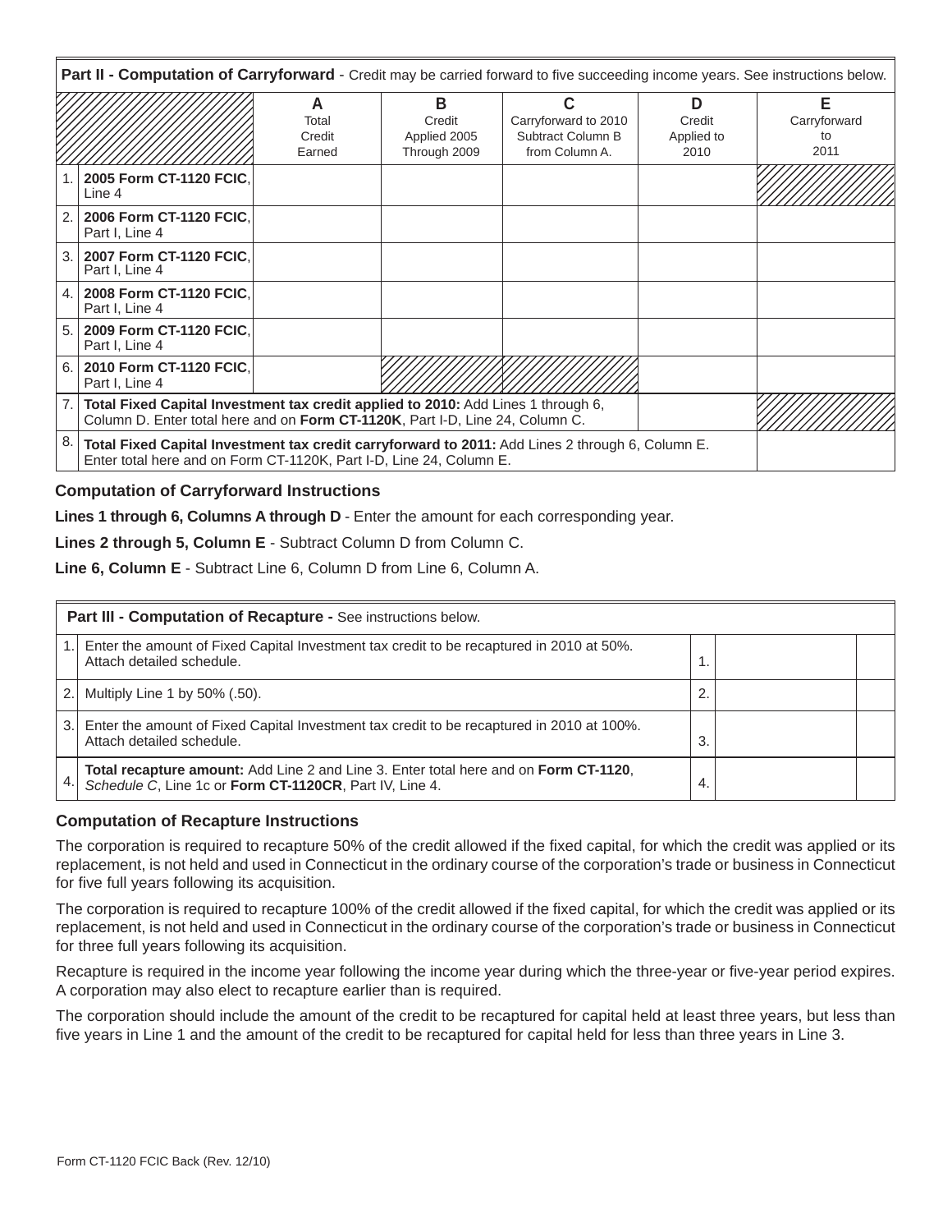## Part II - Computation of Carryforward - Credit may be carried forward to five succeeding income years. See instructions below.

| | | A<br>Total<br>Credit<br>Earned | B<br>Credit<br>Applied 2005<br>Through 2009 | C<br>Carryforward to 2010<br>Subtract Column B<br>from Column A. | D<br>Credit<br>Applied to<br>2010 | E<br>Carryforward<br>to<br>2011 |
|---|---|---|---|---|---|---|
| 1. | **2005 Form CT-1120 FCIC**, Line 4 | | | | | |
| 2. | **2006 Form CT-1120 FCIC**, Part I, Line 4 | | | | | |
| 3. | **2007 Form CT-1120 FCIC**, Part I, Line 4 | | | | | |
| 4. | **2008 Form CT-1120 FCIC**, Part I, Line 4 | | | | | |
| 5. | **2009 Form CT-1120 FCIC**, Part I, Line 4 | | | | | |
| 6. | **2010 Form CT-1120 FCIC**, Part I, Line 4 | | | | | |
| 7. | **Total Fixed Capital Investment tax credit applied to 2010:** Add Lines 1 through 6, Column D. Enter total here and on **Form CT-1120K**, Part I-D, Line 24, Column C. | | | | | |
| 8. | **Total Fixed Capital Investment tax credit carryforward to 2011:** Add Lines 2 through 6, Column E. Enter total here and on Form CT-1120K, Part I-D, Line 24, Column E. | | | | | |

### Computation of Carryforward Instructions

**Lines 1 through 6, Columns A through D** - Enter the amount for each corresponding year.

**Lines 2 through 5, Column E** - Subtract Column D from Column C.

**Line 6, Column E** - Subtract Line 6, Column D from Line 6, Column A.

## Part III - Computation of Recapture - See instructions below.

| | | | | |
|---|---|---|---|---|
| 1. | Enter the amount of Fixed Capital Investment tax credit to be recaptured in 2010 at 50%. Attach detailed schedule. | 1. | | |
| 2. | Multiply Line 1 by 50% (.50). | 2. | | |
| 3. | Enter the amount of Fixed Capital Investment tax credit to be recaptured in 2010 at 100%. Attach detailed schedule. | 3. | | |
| 4. | **Total recapture amount:** Add Line 2 and Line 3. Enter total here and on **Form CT-1120**, *Schedule C*, Line 1c or **Form CT-1120CR**, Part IV, Line 4. | 4. | | |

### Computation of Recapture Instructions

The corporation is required to recapture 50% of the credit allowed if the fixed capital, for which the credit was applied or its replacement, is not held and used in Connecticut in the ordinary course of the corporation's trade or business in Connecticut for five full years following its acquisition.

The corporation is required to recapture 100% of the credit allowed if the fixed capital, for which the credit was applied or its replacement, is not held and used in Connecticut in the ordinary course of the corporation's trade or business in Connecticut for three full years following its acquisition.

Recapture is required in the income year following the income year during which the three-year or five-year period expires. A corporation may also elect to recapture earlier than is required.

The corporation should include the amount of the credit to be recaptured for capital held at least three years, but less than five years in Line 1 and the amount of the credit to be recaptured for capital held for less than three years in Line 3.

Form CT-1120 FCIC Back (Rev. 12/10)